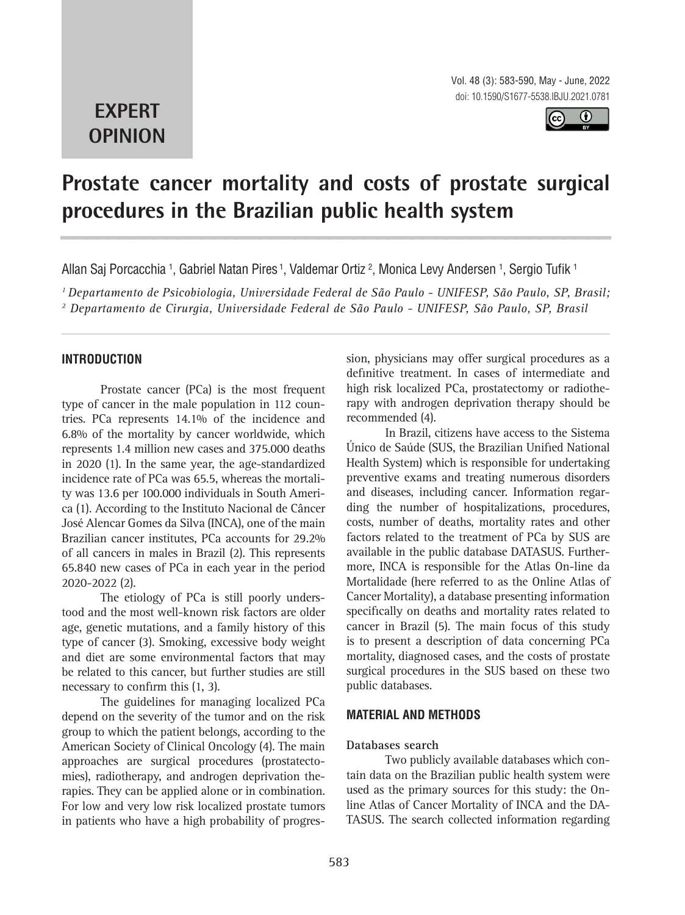**EXPERT OPINION**

# Prostate cancer mortality and costs of prostate surgical procedures in the Brazilian public health system

Allan Saj Porcacchia [1], Gabriel Natan Pires [1], Valdemar Ortiz [2], Monica Levy Andersen [1], Sergio Tufik [1]

*[1] Departamento de Psicobiologia, Universidade Federal de São Paulo - UNIFESP, São Paulo, SP, Brasil;*
*[2] Departamento de Cirurgia, Universidade Federal de São Paulo - UNIFESP, São Paulo, SP, Brasil*

## INTRODUCTION

Prostate cancer (PCa) is the most frequent type of cancer in the male population in 112 countries. PCa represents 14.1% of the incidence and 6.8% of the mortality by cancer worldwide, which represents 1.4 million new cases and 375.000 deaths in 2020 (1). In the same year, the age-standardized incidence rate of PCa was 65.5, whereas the mortality was 13.6 per 100.000 individuals in South America (1). According to the Instituto Nacional de Câncer José Alencar Gomes da Silva (INCA), one of the main Brazilian cancer institutes, PCa accounts for 29.2% of all cancers in males in Brazil (2). This represents 65.840 new cases of PCa in each year in the period 2020-2022 (2).

The etiology of PCa is still poorly understood and the most well-known risk factors are older age, genetic mutations, and a family history of this type of cancer (3). Smoking, excessive body weight and diet are some environmental factors that may be related to this cancer, but further studies are still necessary to confirm this (1, 3).

The guidelines for managing localized PCa depend on the severity of the tumor and on the risk group to which the patient belongs, according to the American Society of Clinical Oncology (4). The main approaches are surgical procedures (prostatectomies), radiotherapy, and androgen deprivation therapies. They can be applied alone or in combination. For low and very low risk localized prostate tumors in patients who have a high probability of progression, physicians may offer surgical procedures as a definitive treatment. In cases of intermediate and high risk localized PCa, prostatectomy or radiotherapy with androgen deprivation therapy should be recommended (4).

In Brazil, citizens have access to the Sistema Único de Saúde (SUS, the Brazilian Unified National Health System) which is responsible for undertaking preventive exams and treating numerous disorders and diseases, including cancer. Information regarding the number of hospitalizations, procedures, costs, number of deaths, mortality rates and other factors related to the treatment of PCa by SUS are available in the public database DATASUS. Furthermore, INCA is responsible for the Atlas On-line da Mortalidade (here referred to as the Online Atlas of Cancer Mortality), a database presenting information specifically on deaths and mortality rates related to cancer in Brazil (5). The main focus of this study is to present a description of data concerning PCa mortality, diagnosed cases, and the costs of prostate surgical procedures in the SUS based on these two public databases.

## MATERIAL AND METHODS

### Databases search

Two publicly available databases which contain data on the Brazilian public health system were used as the primary sources for this study: the Online Atlas of Cancer Mortality of INCA and the DATASUS. The search collected information regarding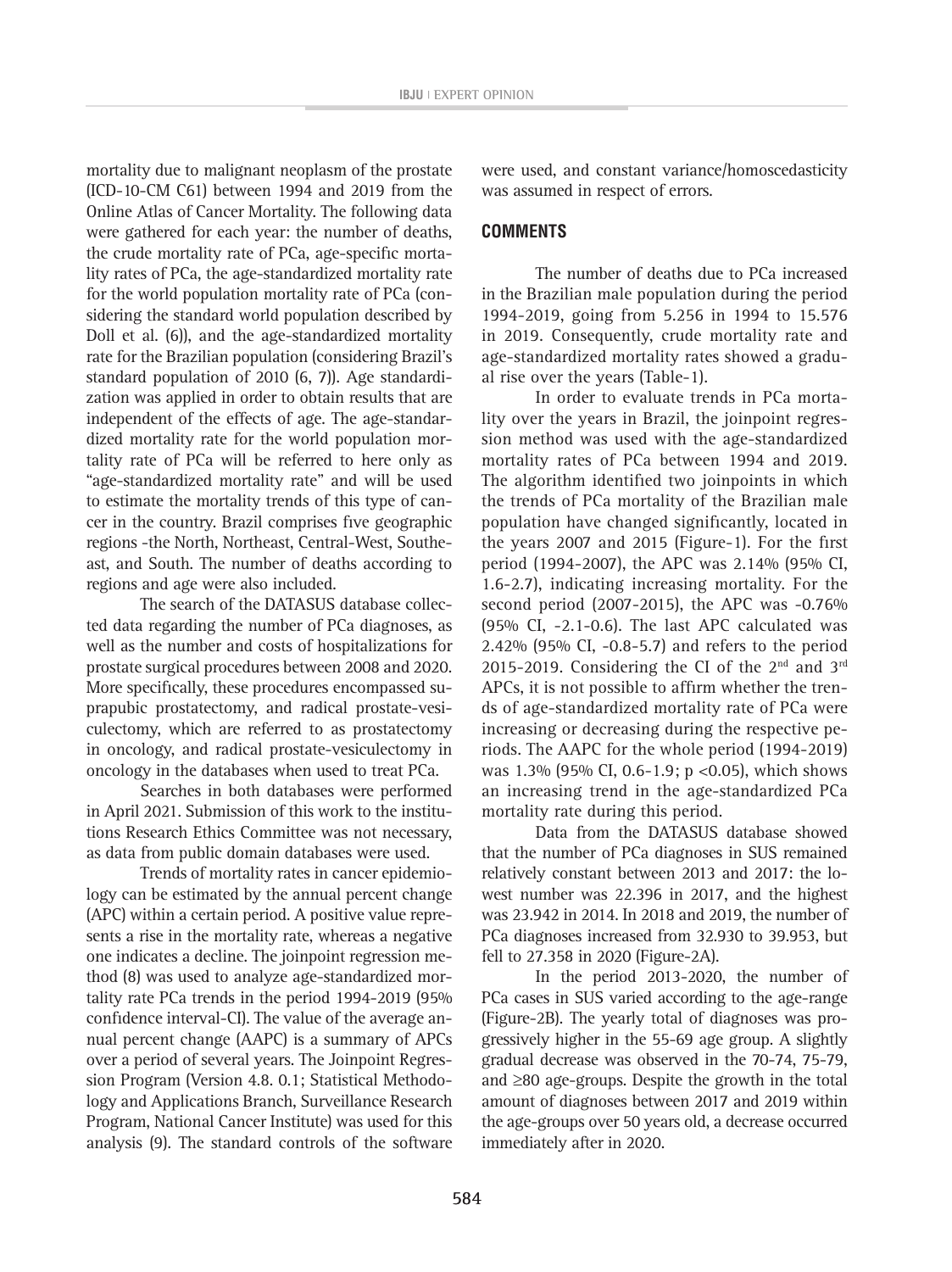mortality due to malignant neoplasm of the prostate (ICD-10-CM C61) between 1994 and 2019 from the Online Atlas of Cancer Mortality. The following data were gathered for each year: the number of deaths, the crude mortality rate of PCa, age-specific mortality rates of PCa, the age-standardized mortality rate for the world population mortality rate of PCa (considering the standard world population described by Doll et al. (6)), and the age-standardized mortality rate for the Brazilian population (considering Brazil's standard population of 2010 (6, 7)). Age standardization was applied in order to obtain results that are independent of the effects of age. The age-standardized mortality rate for the world population mortality rate of PCa will be referred to here only as "age-standardized mortality rate" and will be used to estimate the mortality trends of this type of cancer in the country. Brazil comprises five geographic regions -the North, Northeast, Central-West, Southeast, and South. The number of deaths according to regions and age were also included.

The search of the DATASUS database collected data regarding the number of PCa diagnoses, as well as the number and costs of hospitalizations for prostate surgical procedures between 2008 and 2020. More specifically, these procedures encompassed suprapubic prostatectomy, and radical prostate-vesiculectomy, which are referred to as prostatectomy in oncology, and radical prostate-vesiculectomy in oncology in the databases when used to treat PCa.

Searches in both databases were performed in April 2021. Submission of this work to the institutions Research Ethics Committee was not necessary, as data from public domain databases were used.

Trends of mortality rates in cancer epidemiology can be estimated by the annual percent change (APC) within a certain period. A positive value represents a rise in the mortality rate, whereas a negative one indicates a decline. The joinpoint regression method (8) was used to analyze age-standardized mortality rate PCa trends in the period 1994-2019 (95% confidence interval-CI). The value of the average annual percent change (AAPC) is a summary of APCs over a period of several years. The Joinpoint Regression Program (Version 4.8. 0.1; Statistical Methodology and Applications Branch, Surveillance Research Program, National Cancer Institute) was used for this analysis (9). The standard controls of the software were used, and constant variance/homoscedasticity was assumed in respect of errors.

## COMMENTS

The number of deaths due to PCa increased in the Brazilian male population during the period 1994-2019, going from 5.256 in 1994 to 15.576 in 2019. Consequently, crude mortality rate and age-standardized mortality rates showed a gradual rise over the years (Table-1).

In order to evaluate trends in PCa mortality over the years in Brazil, the joinpoint regression method was used with the age-standardized mortality rates of PCa between 1994 and 2019. The algorithm identified two joinpoints in which the trends of PCa mortality of the Brazilian male population have changed significantly, located in the years 2007 and 2015 (Figure-1). For the first period (1994-2007), the APC was 2.14% (95% CI, 1.6-2.7), indicating increasing mortality. For the second period (2007-2015), the APC was -0.76% (95% CI, -2.1-0.6). The last APC calculated was 2.42% (95% CI, -0.8-5.7) and refers to the period 2015-2019. Considering the CI of the 2nd and 3rd APCs, it is not possible to affirm whether the trends of age-standardized mortality rate of PCa were increasing or decreasing during the respective periods. The AAPC for the whole period (1994-2019) was 1.3% (95% CI, 0.6-1.9; $p < 0.05$), which shows an increasing trend in the age-standardized PCa mortality rate during this period.

Data from the DATASUS database showed that the number of PCa diagnoses in SUS remained relatively constant between 2013 and 2017: the lowest number was 22.396 in 2017, and the highest was 23.942 in 2014. In 2018 and 2019, the number of PCa diagnoses increased from 32.930 to 39.953, but fell to 27.358 in 2020 (Figure-2A).

In the period 2013-2020, the number of PCa cases in SUS varied according to the age-range (Figure-2B). The yearly total of diagnoses was progressively higher in the 55-69 age group. A slightly gradual decrease was observed in the 70-74, 75-79, and ≥80 age-groups. Despite the growth in the total amount of diagnoses between 2017 and 2019 within the age-groups over 50 years old, a decrease occurred immediately after in 2020.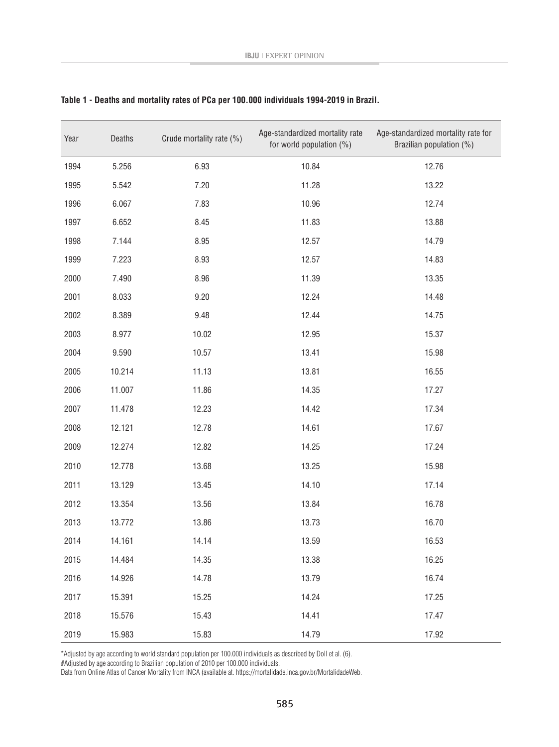**Table 1 - Deaths and mortality rates of PCa per 100.000 individuals 1994-2019 in Brazil.**

| Year | Deaths | Crude mortality rate (%) | Age-standardized mortality rate for world population (%) | Age-standardized mortality rate for Brazilian population (%) |
|---|---|---|---|---|
| 1994 | 5.256 | 6.93 | 10.84 | 12.76 |
| 1995 | 5.542 | 7.20 | 11.28 | 13.22 |
| 1996 | 6.067 | 7.83 | 10.96 | 12.74 |
| 1997 | 6.652 | 8.45 | 11.83 | 13.88 |
| 1998 | 7.144 | 8.95 | 12.57 | 14.79 |
| 1999 | 7.223 | 8.93 | 12.57 | 14.83 |
| 2000 | 7.490 | 8.96 | 11.39 | 13.35 |
| 2001 | 8.033 | 9.20 | 12.24 | 14.48 |
| 2002 | 8.389 | 9.48 | 12.44 | 14.75 |
| 2003 | 8.977 | 10.02 | 12.95 | 15.37 |
| 2004 | 9.590 | 10.57 | 13.41 | 15.98 |
| 2005 | 10.214 | 11.13 | 13.81 | 16.55 |
| 2006 | 11.007 | 11.86 | 14.35 | 17.27 |
| 2007 | 11.478 | 12.23 | 14.42 | 17.34 |
| 2008 | 12.121 | 12.78 | 14.61 | 17.67 |
| 2009 | 12.274 | 12.82 | 14.25 | 17.24 |
| 2010 | 12.778 | 13.68 | 13.25 | 15.98 |
| 2011 | 13.129 | 13.45 | 14.10 | 17.14 |
| 2012 | 13.354 | 13.56 | 13.84 | 16.78 |
| 2013 | 13.772 | 13.86 | 13.73 | 16.70 |
| 2014 | 14.161 | 14.14 | 13.59 | 16.53 |
| 2015 | 14.484 | 14.35 | 13.38 | 16.25 |
| 2016 | 14.926 | 14.78 | 13.79 | 16.74 |
| 2017 | 15.391 | 15.25 | 14.24 | 17.25 |
| 2018 | 15.576 | 15.43 | 14.41 | 17.47 |
| 2019 | 15.983 | 15.83 | 14.79 | 17.92 |

*Adjusted by age according to world standard population per 100.000 individuals as described by Doll et al. (6).
#Adjusted by age according to Brazilian population of 2010 per 100.000 individuals.
Data from Online Atlas of Cancer Mortality from INCA (available at. https://mortalidade.inca.gov.br/MortalidadeWeb.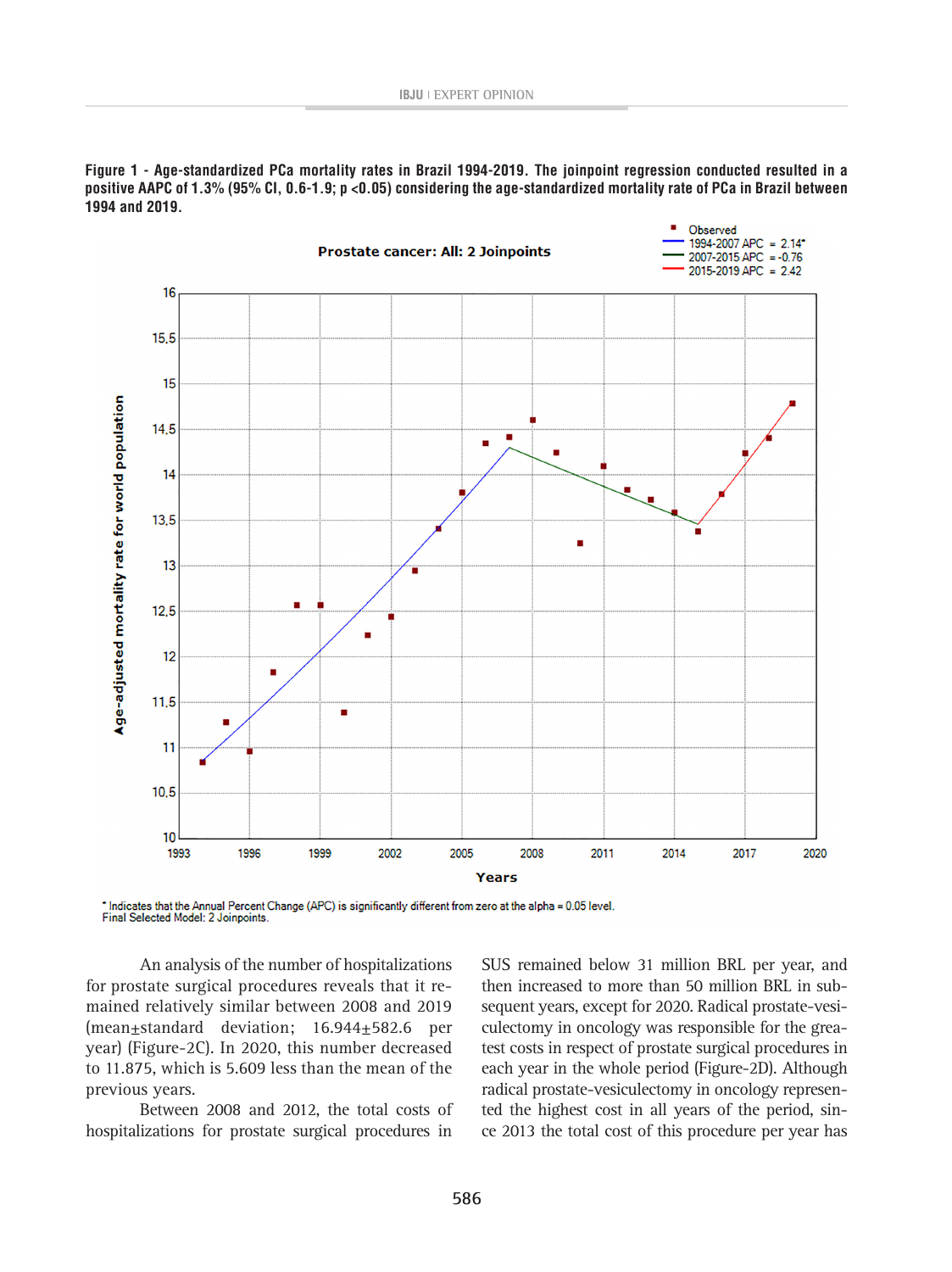**Figure 1 - Age-standardized PCa mortality rates in Brazil 1994-2019. The joinpoint regression conducted resulted in a positive AAPC of 1.3% (95% CI, 0.6-1.9; p <0.05) considering the age-standardized mortality rate of PCa in Brazil between 1994 and 2019.**

Prostate cancer: All: 2 Joinpoints

- Observed
- 1994-2007 APC = 2.14*
- 2007-2015 APC = -0.76
- 2015-2019 APC = 2.42

Age-adjusted mortality rate for world population

Years

* Indicates that the Annual Percent Change (APC) is significantly different from zero at the alpha = 0.05 level.
Final Selected Model: 2 Joinpoints.

An analysis of the number of hospitalizations for prostate surgical procedures reveals that it remained relatively similar between 2008 and 2019 (mean±standard deviation; 16.944±582.6 per year) (Figure-2C). In 2020, this number decreased to 11.875, which is 5.609 less than the mean of the previous years.

Between 2008 and 2012, the total costs of hospitalizations for prostate surgical procedures in SUS remained below 31 million BRL per year, and then increased to more than 50 million BRL in subsequent years, except for 2020. Radical prostate-vesiculectomy in oncology was responsible for the greatest costs in respect of prostate surgical procedures in each year in the whole period (Figure-2D). Although radical prostate-vesiculectomy in oncology represented the highest cost in all years of the period, since 2013 the total cost of this procedure per year has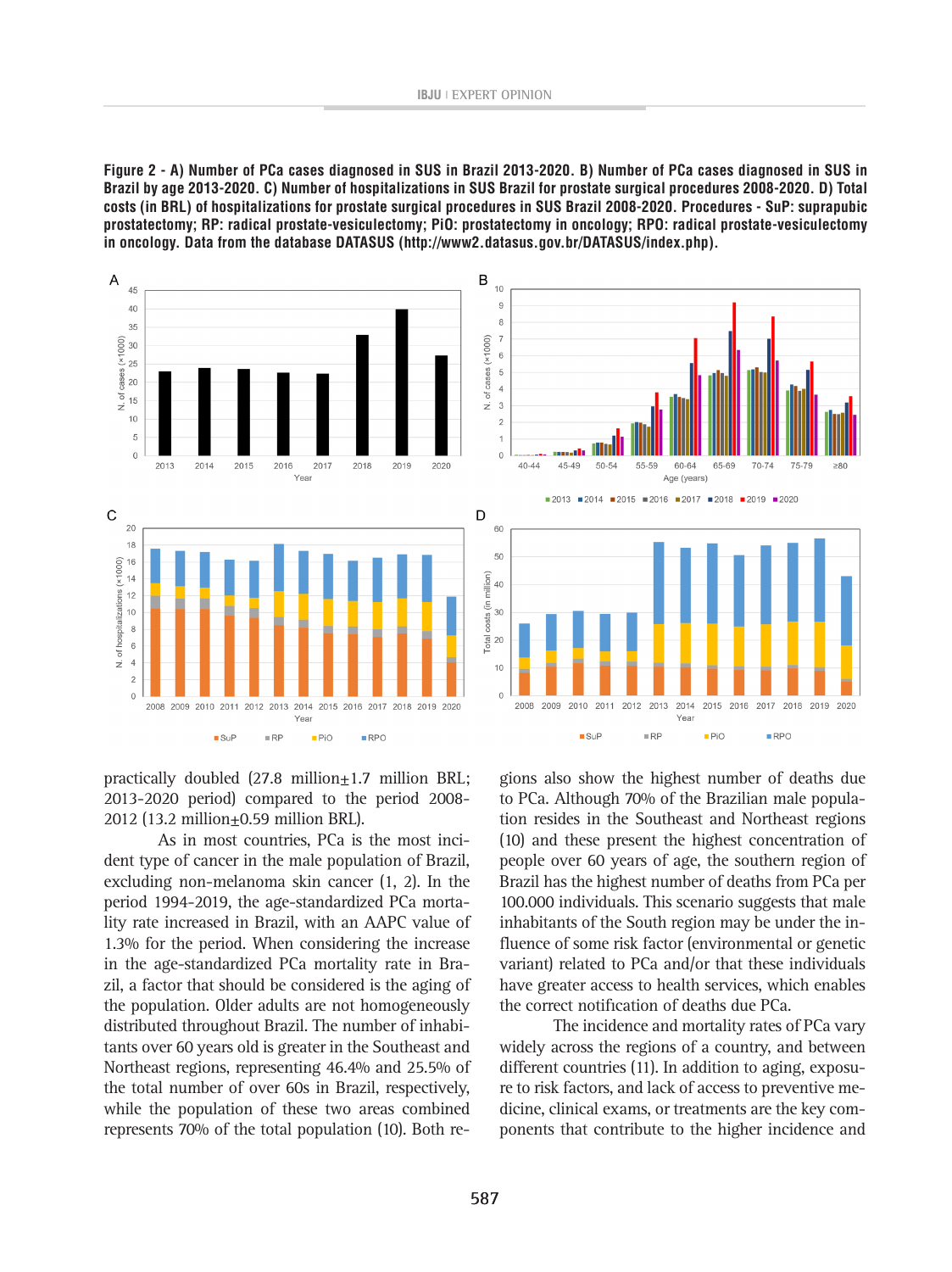**Figure 2 - A) Number of PCa cases diagnosed in SUS in Brazil 2013-2020. B) Number of PCa cases diagnosed in SUS in Brazil by age 2013-2020. C) Number of hospitalizations in SUS Brazil for prostate surgical procedures 2008-2020. D) Total costs (in BRL) of hospitalizations for prostate surgical procedures in SUS Brazil 2008-2020. Procedures - SuP: suprapubic prostatectomy; RP: radical prostate-vesiculectomy; PiO: prostatectomy in oncology; RPO: radical prostate-vesiculectomy in oncology. Data from the database DATASUS (http://www2.datasus.gov.br/DATASUS/index.php).**

practically doubled (27.8 million±1.7 million BRL; 2013-2020 period) compared to the period 2008-2012 (13.2 million±0.59 million BRL).

As in most countries, PCa is the most incident type of cancer in the male population of Brazil, excluding non-melanoma skin cancer (1, 2). In the period 1994-2019, the age-standardized PCa mortality rate increased in Brazil, with an AAPC value of 1.3% for the period. When considering the increase in the age-standardized PCa mortality rate in Brazil, a factor that should be considered is the aging of the population. Older adults are not homogeneously distributed throughout Brazil. The number of inhabitants over 60 years old is greater in the Southeast and Northeast regions, representing 46.4% and 25.5% of the total number of over 60s in Brazil, respectively, while the population of these two areas combined represents 70% of the total population (10). Both regions also show the highest number of deaths due to PCa. Although 70% of the Brazilian male population resides in the Southeast and Northeast regions (10) and these present the highest concentration of people over 60 years of age, the southern region of Brazil has the highest number of deaths from PCa per 100.000 individuals. This scenario suggests that male inhabitants of the South region may be under the influence of some risk factor (environmental or genetic variant) related to PCa and/or that these individuals have greater access to health services, which enables the correct notification of deaths due PCa.

The incidence and mortality rates of PCa vary widely across the regions of a country, and between different countries (11). In addition to aging, exposure to risk factors, and lack of access to preventive medicine, clinical exams, or treatments are the key components that contribute to the higher incidence and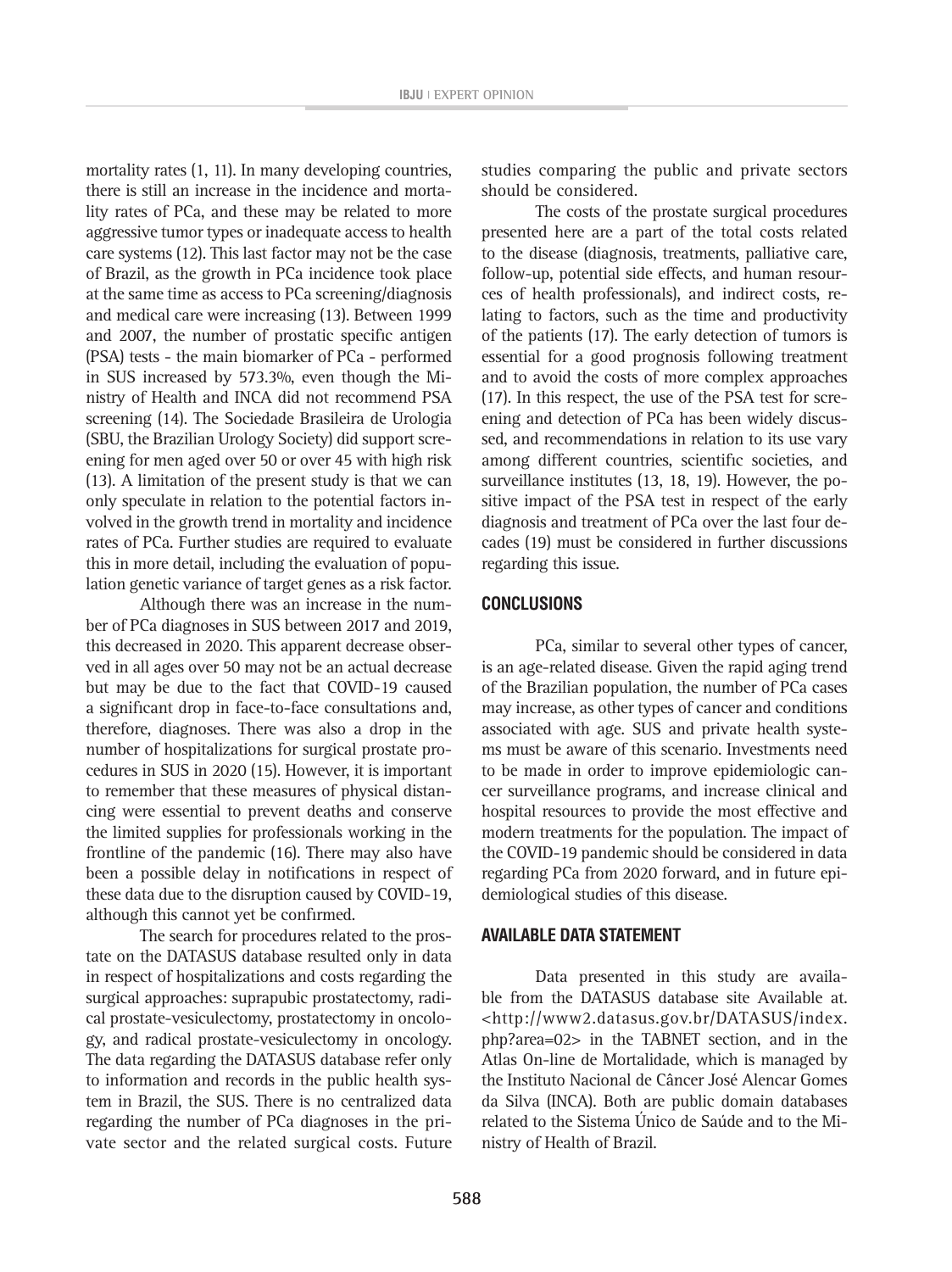mortality rates (1, 11). In many developing countries, there is still an increase in the incidence and mortality rates of PCa, and these may be related to more aggressive tumor types or inadequate access to health care systems (12). This last factor may not be the case of Brazil, as the growth in PCa incidence took place at the same time as access to PCa screening/diagnosis and medical care were increasing (13). Between 1999 and 2007, the number of prostatic specific antigen (PSA) tests - the main biomarker of PCa - performed in SUS increased by 573.3%, even though the Ministry of Health and INCA did not recommend PSA screening (14). The Sociedade Brasileira de Urologia (SBU, the Brazilian Urology Society) did support screening for men aged over 50 or over 45 with high risk (13). A limitation of the present study is that we can only speculate in relation to the potential factors involved in the growth trend in mortality and incidence rates of PCa. Further studies are required to evaluate this in more detail, including the evaluation of population genetic variance of target genes as a risk factor.

Although there was an increase in the number of PCa diagnoses in SUS between 2017 and 2019, this decreased in 2020. This apparent decrease observed in all ages over 50 may not be an actual decrease but may be due to the fact that COVID-19 caused a significant drop in face-to-face consultations and, therefore, diagnoses. There was also a drop in the number of hospitalizations for surgical prostate procedures in SUS in 2020 (15). However, it is important to remember that these measures of physical distancing were essential to prevent deaths and conserve the limited supplies for professionals working in the frontline of the pandemic (16). There may also have been a possible delay in notifications in respect of these data due to the disruption caused by COVID-19, although this cannot yet be confirmed.

The search for procedures related to the prostate on the DATASUS database resulted only in data in respect of hospitalizations and costs regarding the surgical approaches: suprapubic prostatectomy, radical prostate-vesiculectomy, prostatectomy in oncology, and radical prostate-vesiculectomy in oncology. The data regarding the DATASUS database refer only to information and records in the public health system in Brazil, the SUS. There is no centralized data regarding the number of PCa diagnoses in the private sector and the related surgical costs. Future studies comparing the public and private sectors should be considered.

The costs of the prostate surgical procedures presented here are a part of the total costs related to the disease (diagnosis, treatments, palliative care, follow-up, potential side effects, and human resources of health professionals), and indirect costs, relating to factors, such as the time and productivity of the patients (17). The early detection of tumors is essential for a good prognosis following treatment and to avoid the costs of more complex approaches (17). In this respect, the use of the PSA test for screening and detection of PCa has been widely discussed, and recommendations in relation to its use vary among different countries, scientific societies, and surveillance institutes (13, 18, 19). However, the positive impact of the PSA test in respect of the early diagnosis and treatment of PCa over the last four decades (19) must be considered in further discussions regarding this issue.

## CONCLUSIONS

PCa, similar to several other types of cancer, is an age-related disease. Given the rapid aging trend of the Brazilian population, the number of PCa cases may increase, as other types of cancer and conditions associated with age. SUS and private health systems must be aware of this scenario. Investments need to be made in order to improve epidemiologic cancer surveillance programs, and increase clinical and hospital resources to provide the most effective and modern treatments for the population. The impact of the COVID-19 pandemic should be considered in data regarding PCa from 2020 forward, and in future epidemiological studies of this disease.

## AVAILABLE DATA STATEMENT

Data presented in this study are available from the DATASUS database site Available at. <http://www2.datasus.gov.br/DATASUS/index.php?area=02> in the TABNET section, and in the Atlas On-line de Mortalidade, which is managed by the Instituto Nacional de Câncer José Alencar Gomes da Silva (INCA). Both are public domain databases related to the Sistema Único de Saúde and to the Ministry of Health of Brazil.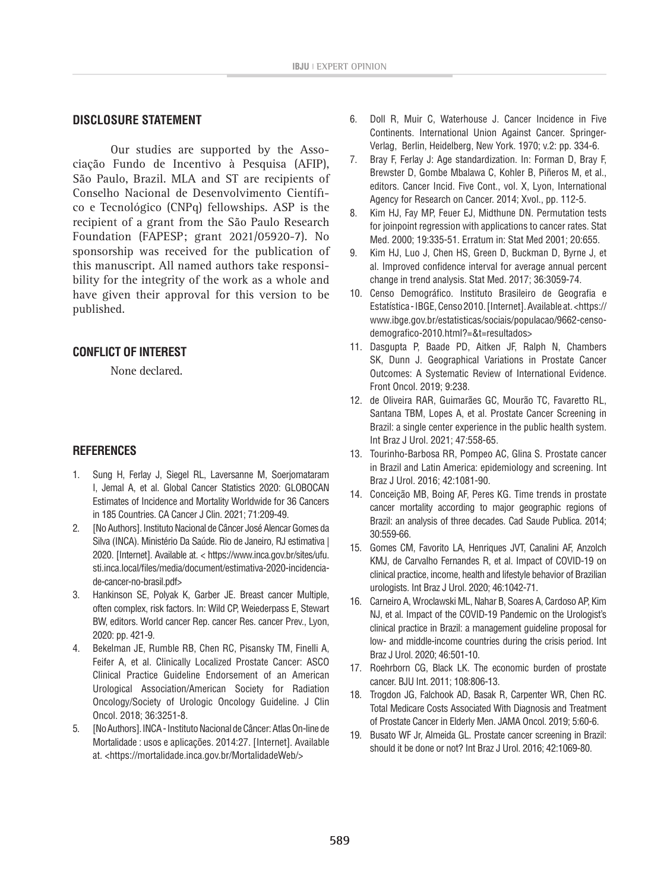## DISCLOSURE STATEMENT

Our studies are supported by the Associação Fundo de Incentivo à Pesquisa (AFIP), São Paulo, Brazil. MLA and ST are recipients of Conselho Nacional de Desenvolvimento Científico e Tecnológico (CNPq) fellowships. ASP is the recipient of a grant from the São Paulo Research Foundation (FAPESP; grant 2021/05920-7). No sponsorship was received for the publication of this manuscript. All named authors take responsibility for the integrity of the work as a whole and have given their approval for this version to be published.

## CONFLICT OF INTEREST

None declared.

## REFERENCES

1. Sung H, Ferlay J, Siegel RL, Laversanne M, Soerjomataram I, Jemal A, et al. Global Cancer Statistics 2020: GLOBOCAN Estimates of Incidence and Mortality Worldwide for 36 Cancers in 185 Countries. CA Cancer J Clin. 2021; 71:209-49.
2. [No Authors]. Instituto Nacional de Câncer José Alencar Gomes da Silva (INCA). Ministério Da Saúde. Rio de Janeiro, RJ estimativa | 2020. [Internet]. Available at. < https://www.inca.gov.br/sites/ufu.sti.inca.local/files/media/document/estimativa-2020-incidencia-de-cancer-no-brasil.pdf>
3. Hankinson SE, Polyak K, Garber JE. Breast cancer Multiple, often complex, risk factors. In: Wild CP, Weiederpass E, Stewart BW, editors. World cancer Rep. cancer Res. cancer Prev., Lyon, 2020: pp. 421-9.
4. Bekelman JE, Rumble RB, Chen RC, Pisansky TM, Finelli A, Feifer A, et al. Clinically Localized Prostate Cancer: ASCO Clinical Practice Guideline Endorsement of an American Urological Association/American Society for Radiation Oncology/Society of Urologic Oncology Guideline. J Clin Oncol. 2018; 36:3251-8.
5. [No Authors]. INCA - Instituto Nacional de Câncer: Atlas On-line de Mortalidade : usos e aplicações. 2014:27. [Internet]. Available at. <https://mortalidade.inca.gov.br/MortalidadeWeb/>
6. Doll R, Muir C, Waterhouse J. Cancer Incidence in Five Continents. International Union Against Cancer. Springer-Verlag, Berlin, Heidelberg, New York. 1970; v.2: pp. 334-6.
7. Bray F, Ferlay J: Age standardization. In: Forman D, Bray F, Brewster D, Gombe Mbalawa C, Kohler B, Piñeros M, et al., editors. Cancer Incid. Five Cont., vol. X, Lyon, International Agency for Research on Cancer. 2014; Xvol., pp. 112-5.
8. Kim HJ, Fay MP, Feuer EJ, Midthune DN. Permutation tests for joinpoint regression with applications to cancer rates. Stat Med. 2000; 19:335-51. Erratum in: Stat Med 2001; 20:655.
9. Kim HJ, Luo J, Chen HS, Green D, Buckman D, Byrne J, et al. Improved confidence interval for average annual percent change in trend analysis. Stat Med. 2017; 36:3059-74.
10. Censo Demográfico. Instituto Brasileiro de Geografia e Estatística - IBGE, Censo 2010. [Internet]. Available at. <https://www.ibge.gov.br/estatisticas/sociais/populacao/9662-censo-demografico-2010.html?=&t=resultados>
11. Dasgupta P, Baade PD, Aitken JF, Ralph N, Chambers SK, Dunn J. Geographical Variations in Prostate Cancer Outcomes: A Systematic Review of International Evidence. Front Oncol. 2019; 9:238.
12. de Oliveira RAR, Guimarães GC, Mourão TC, Favaretto RL, Santana TBM, Lopes A, et al. Prostate Cancer Screening in Brazil: a single center experience in the public health system. Int Braz J Urol. 2021; 47:558-65.
13. Tourinho-Barbosa RR, Pompeo AC, Glina S. Prostate cancer in Brazil and Latin America: epidemiology and screening. Int Braz J Urol. 2016; 42:1081-90.
14. Conceição MB, Boing AF, Peres KG. Time trends in prostate cancer mortality according to major geographic regions of Brazil: an analysis of three decades. Cad Saude Publica. 2014; 30:559-66.
15. Gomes CM, Favorito LA, Henriques JVT, Canalini AF, Anzolch KMJ, de Carvalho Fernandes R, et al. Impact of COVID-19 on clinical practice, income, health and lifestyle behavior of Brazilian urologists. Int Braz J Urol. 2020; 46:1042-71.
16. Carneiro A, Wroclawski ML, Nahar B, Soares A, Cardoso AP, Kim NJ, et al. Impact of the COVID-19 Pandemic on the Urologist's clinical practice in Brazil: a management guideline proposal for low- and middle-income countries during the crisis period. Int Braz J Urol. 2020; 46:501-10.
17. Roehrborn CG, Black LK. The economic burden of prostate cancer. BJU Int. 2011; 108:806-13.
18. Trogdon JG, Falchook AD, Basak R, Carpenter WR, Chen RC. Total Medicare Costs Associated With Diagnosis and Treatment of Prostate Cancer in Elderly Men. JAMA Oncol. 2019; 5:60-6.
19. Busato WF Jr, Almeida GL. Prostate cancer screening in Brazil: should it be done or not? Int Braz J Urol. 2016; 42:1069-80.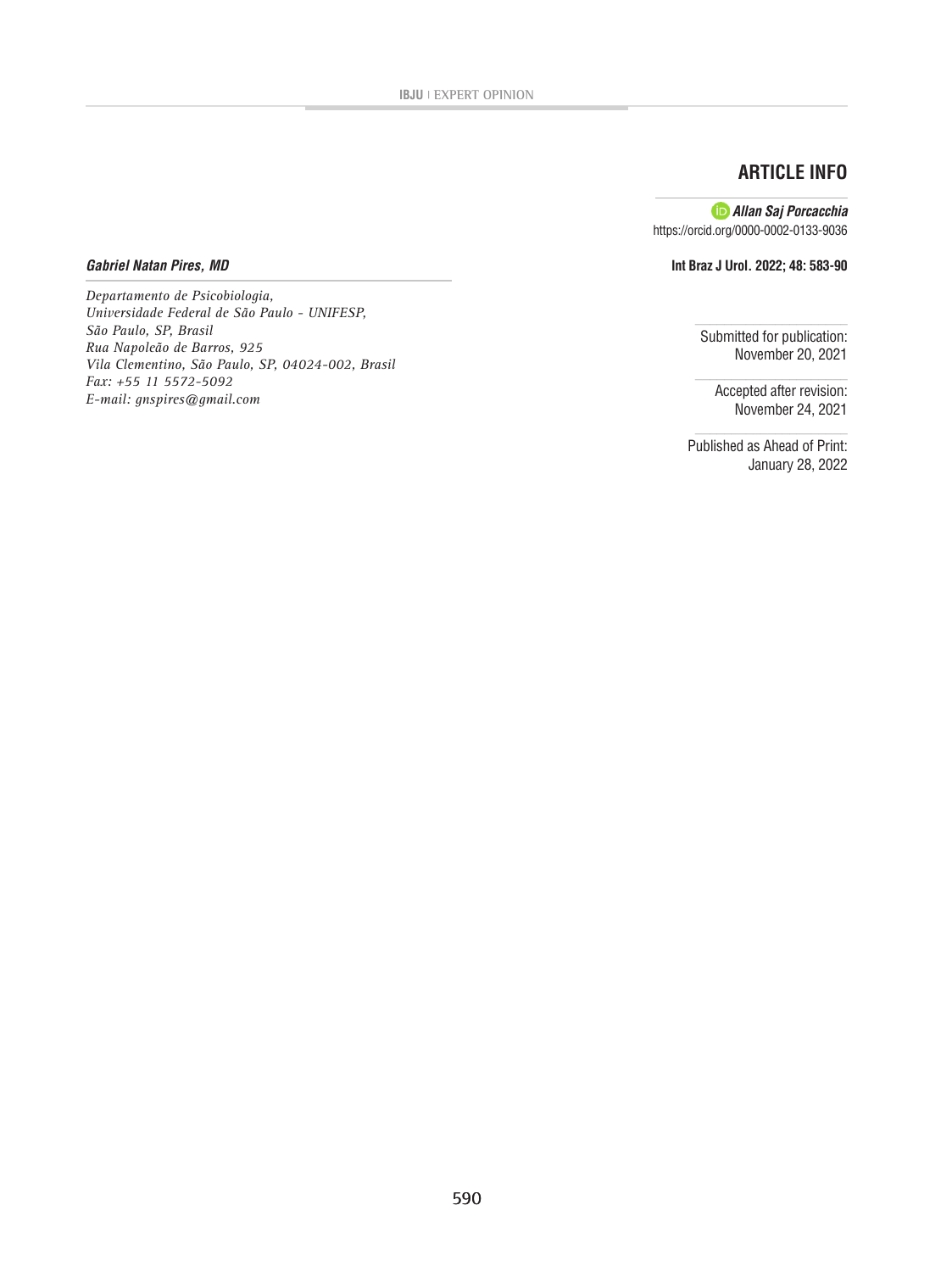**_Gabriel Natan Pires, MD_**

*Departamento de Psicobiologia,*
*Universidade Federal de São Paulo - UNIFESP,*
*São Paulo, SP, Brasil*
*Rua Napoleão de Barros, 925*
*Vila Clementino, São Paulo, SP, 04024-002, Brasil*
*Fax: +55 11 5572-5092*
*E-mail: gnspires@gmail.com*

## ARTICLE INFO

**_Allan Saj Porcacchia_**
https://orcid.org/0000-0002-0133-9036

**Int Braz J Urol. 2022; 48: 583-90**

Submitted for publication:
November 20, 2021

Accepted after revision:
November 24, 2021

Published as Ahead of Print:
January 28, 2022